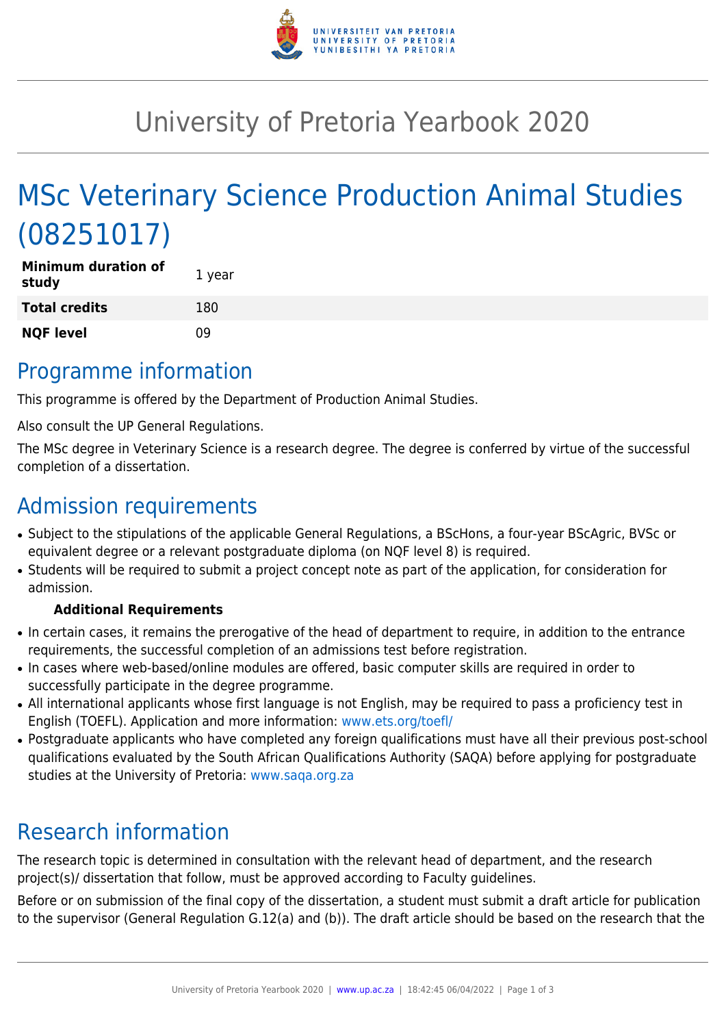# University of Pretoria Yearbook 2020

# MSc Veterinary Science Production Animal Studies (08251017)

| | |
|---|---|
| **Minimum duration of study** | 1 year |
| **Total credits** | 180 |
| **NQF level** | 09 |

## Programme information

This programme is offered by the Department of Production Animal Studies.

Also consult the UP General Regulations.

The MSc degree in Veterinary Science is a research degree. The degree is conferred by virtue of the successful completion of a dissertation.

## Admission requirements

- Subject to the stipulations of the applicable General Regulations, a BScHons, a four-year BScAgric, BVSc or equivalent degree or a relevant postgraduate diploma (on NQF level 8) is required.
- Students will be required to submit a project concept note as part of the application, for consideration for admission.

**Additional Requirements**

- In certain cases, it remains the prerogative of the head of department to require, in addition to the entrance requirements, the successful completion of an admissions test before registration.
- In cases where web-based/online modules are offered, basic computer skills are required in order to successfully participate in the degree programme.
- All international applicants whose first language is not English, may be required to pass a proficiency test in English (TOEFL). Application and more information: www.ets.org/toefl/
- Postgraduate applicants who have completed any foreign qualifications must have all their previous post-school qualifications evaluated by the South African Qualifications Authority (SAQA) before applying for postgraduate studies at the University of Pretoria: www.saqa.org.za

## Research information

The research topic is determined in consultation with the relevant head of department, and the research project(s)/ dissertation that follow, must be approved according to Faculty guidelines.

Before or on submission of the final copy of the dissertation, a student must submit a draft article for publication to the supervisor (General Regulation G.12(a) and (b)). The draft article should be based on the research that the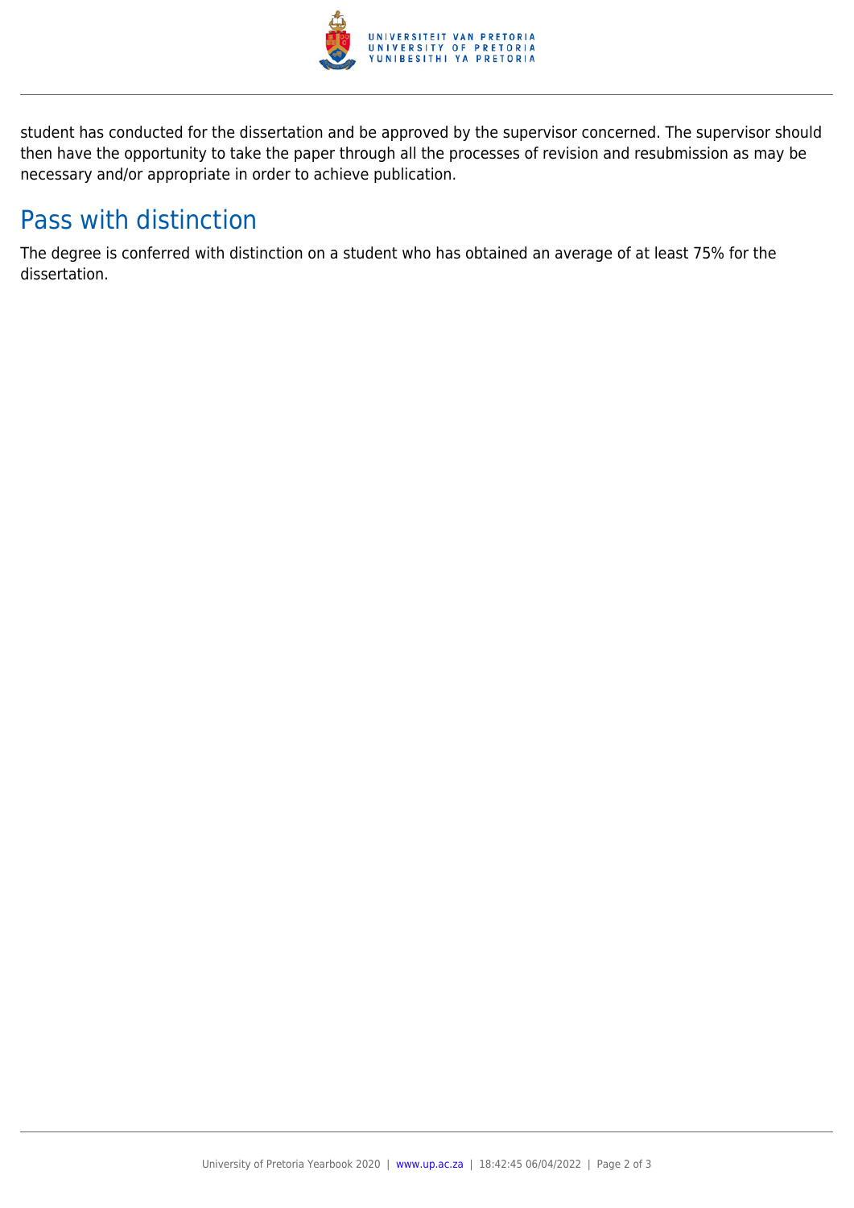student has conducted for the dissertation and be approved by the supervisor concerned. The supervisor should then have the opportunity to take the paper through all the processes of revision and resubmission as may be necessary and/or appropriate in order to achieve publication.

## Pass with distinction

The degree is conferred with distinction on a student who has obtained an average of at least 75% for the dissertation.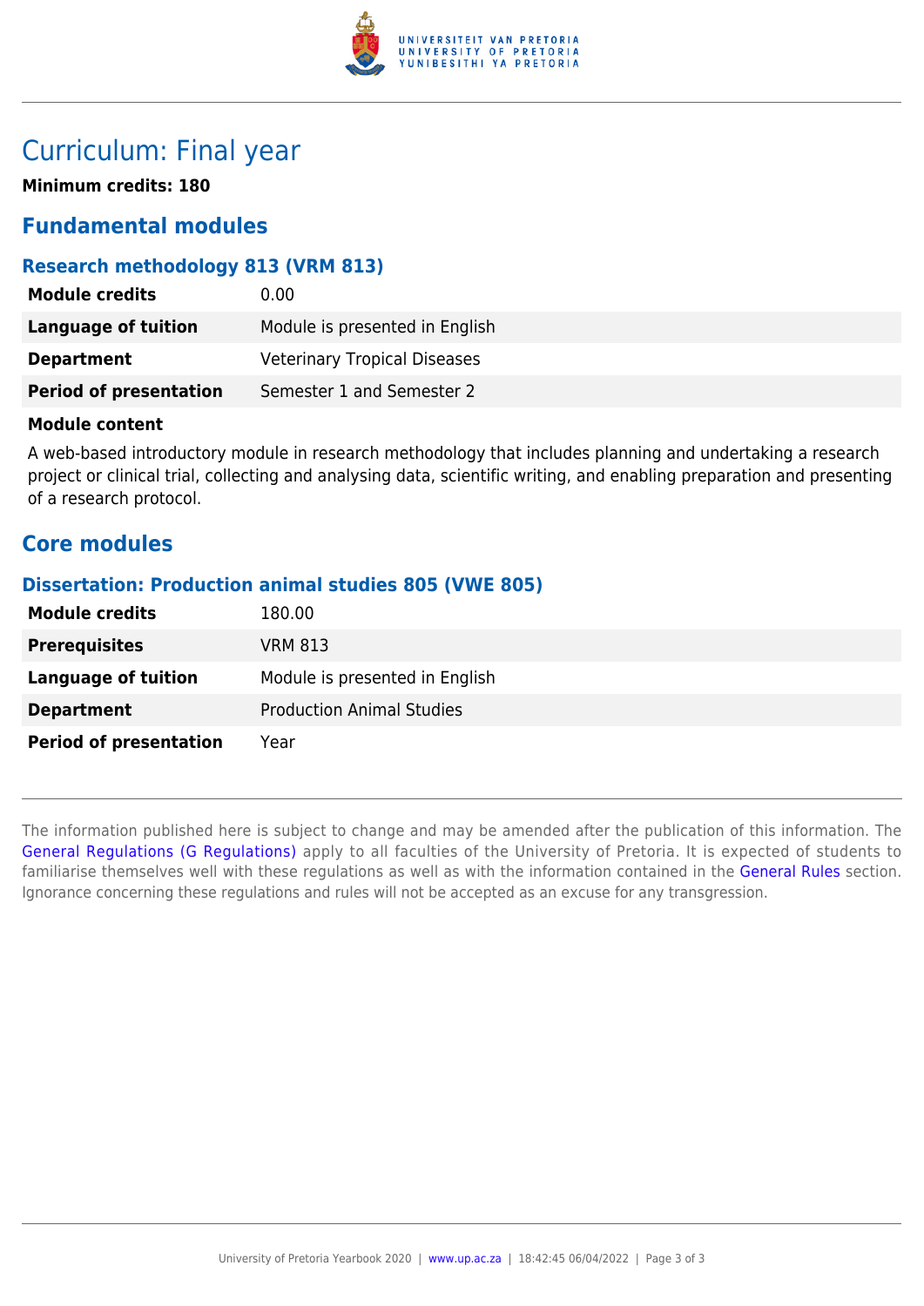# Curriculum: Final year

**Minimum credits: 180**

## Fundamental modules

### Research methodology 813 (VRM 813)

| | |
|---|---|
| **Module credits** | 0.00 |
| **Language of tuition** | Module is presented in English |
| **Department** | Veterinary Tropical Diseases |
| **Period of presentation** | Semester 1 and Semester 2 |

**Module content**

A web-based introductory module in research methodology that includes planning and undertaking a research project or clinical trial, collecting and analysing data, scientific writing, and enabling preparation and presenting of a research protocol.

## Core modules

### Dissertation: Production animal studies 805 (VWE 805)

| | |
|---|---|
| **Module credits** | 180.00 |
| **Prerequisites** | VRM 813 |
| **Language of tuition** | Module is presented in English |
| **Department** | Production Animal Studies |
| **Period of presentation** | Year |

The information published here is subject to change and may be amended after the publication of this information. The General Regulations (G Regulations) apply to all faculties of the University of Pretoria. It is expected of students to familiarise themselves well with these regulations as well as with the information contained in the General Rules section. Ignorance concerning these regulations and rules will not be accepted as an excuse for any transgression.